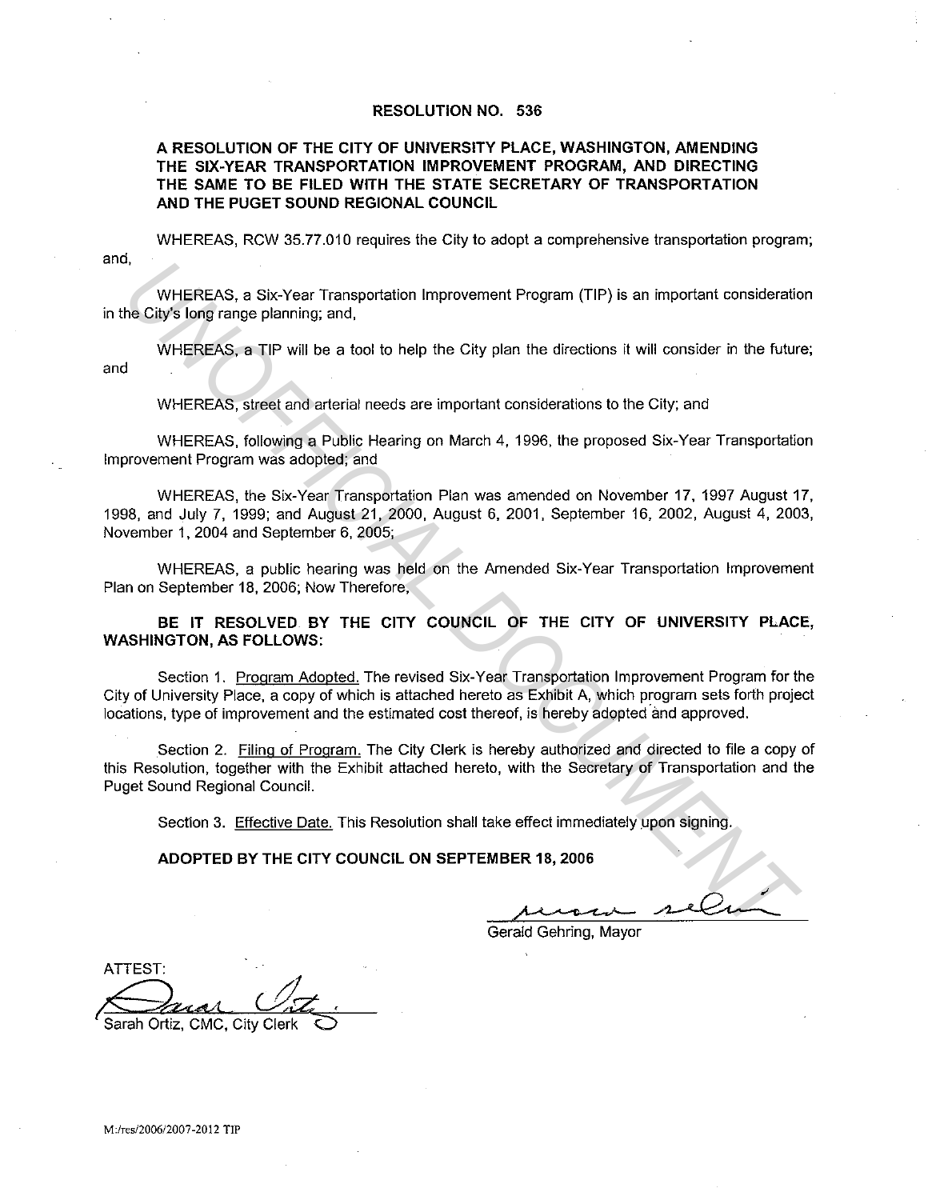# RESOLUTION NO. 536

## A RESOLUTION OF THE CITY OF UNIVERSITY PLACE, WASHINGTON, AMENDING THE SIX-YEAR TRANSPORTATION IMPROVEMENT PROGRAM, AND DIRECTING THE SAME TO BE FILED WITH THE STATE SECRETARY OF TRANSPORTATION AND THE PUGET SOUND REGIONAL COUNCIL

WHEREAS, RCW 35.77.010 requires the City to adopt a comprehensive transportation program; and,

WHEREAS, a Six-Year Transportation Improvement Program (TIP) is an important consideration in the City's long range planning; and,

WHEREAS, a TIP will be a tool to help the City plan the directions it will consider in the future; and

WHEREAS, street and arterial needs are important considerations to the City; and

WHEREAS, following a Public Hearing on March 4, 1996, the proposed Six-Year Transportation Improvement Program was adopted; and

WHEREAS, the Six-Year Transportation Plan was amended on November 17, 1997 August 17, 1998, and July 7, 1999; and August 21, 2000, August 6, 2001, September 16, 2002, August 4, 2003, November 1, 2004 and September 6, 2005;

WHEREAS, a public hearing was held on the Amended Six-Year Transportation Improvement Plan on September 18, 2006; Now Therefore,

**BE IT RESOLVED BY THE CITY COUNCIL OF THE CITY OF UNIVERSITY PLACE, WASHINGTON, AS FOLLOWS:**

Section 1. Program Adopted. The revised Six-Year Transportation Improvement Program for the City of University Place, a copy of which is attached hereto as Exhibit A, which program sets forth project locations, type of improvement and the estimated cost thereof, is hereby adopted and approved.

Section 2. Filing of Program. The City Clerk is hereby authorized and directed to file a copy of this Resolution, together with the Exhibit attached hereto, with the Secretary of Transportation and the Puget Sound Regional Council.

Section 3. Effective Date. This Resolution shall take effect immediately upon signing.

**ADOPTED BY THE CITY COUNCIL ON SEPTEMBER 18, 2006**

Gerald Gehring, Mayor

ATTEST:

Sarah Ortiz, CMC, City Clerk

M:/res/2006/2007-2012 TIP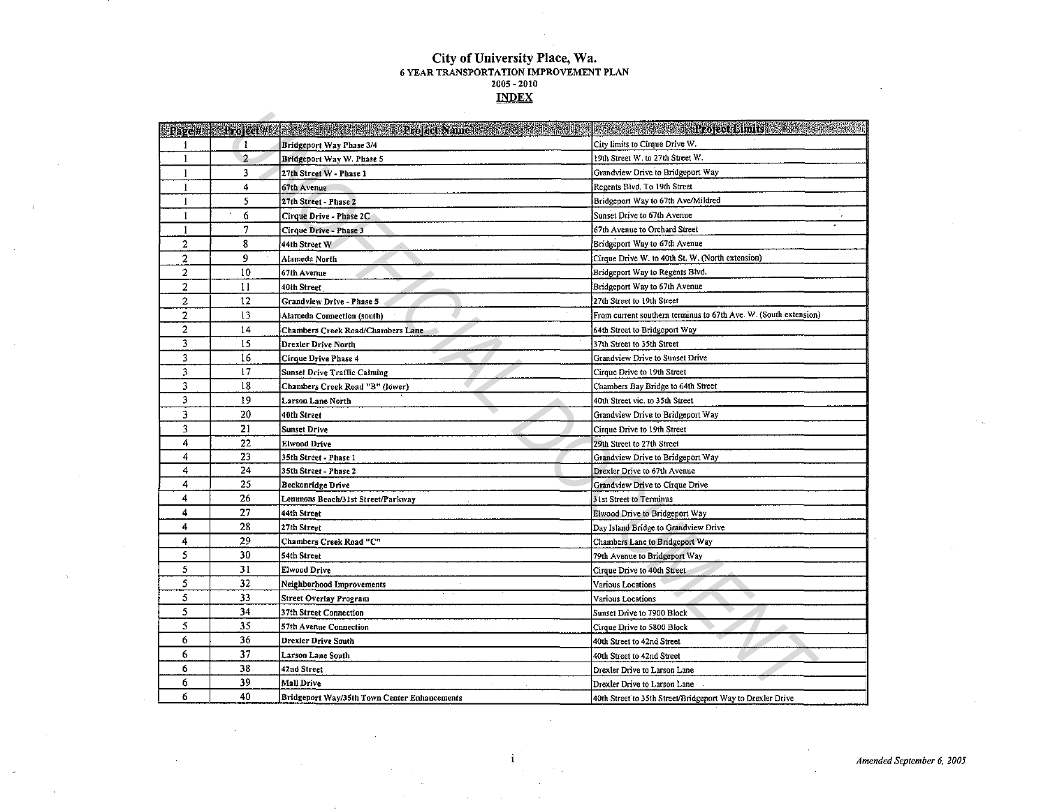# City of University Place, Wa.

## 6 YEAR TRANSPORTATION IMPROVEMENT PLAN

## 2005 - 2010

## INDEX

| Page # | Project # | Project Name | Project Limits |
|---|---|---|---|
| 1 | 1 | Bridgeport Way Phase 3/4 | City limits to Cirque Drive W. |
| 1 | 2 | Bridgeport Way W. Phase 5 | 19th Street W. to 27th Street W. |
| 1 | 3 | 27th Street W - Phase 1 | Grandview Drive to Bridgeport Way |
| 1 | 4 | 67th Avenue | Regents Blvd. To 19th Street |
| 1 | 5 | 27th Street - Phase 2 | Bridgeport Way to 67th Ave/Mildred |
| 1 | 6 | Cirque Drive - Phase 2C | Sunset Drive to 67th Avenue |
| 1 | 7 | Cirque Drive - Phase 3 | 67th Avenue to Orchard Street |
| 2 | 8 | 44th Street W | Bridgeport Way to 67th Avenue |
| 2 | 9 | Alameda North | Cirque Drive W. to 40th St. W. (North extension) |
| 2 | 10 | 67th Avenue | Bridgeport Way to Regents Blvd. |
| 2 | 11 | 40th Street | Bridgeport Way to 67th Avenue |
| 2 | 12 | Grandview Drive - Phase 5 | 27th Street to 19th Street |
| 2 | 13 | Alameda Connection (south) | From current southern terminus to 67th Ave. W. (South extension) |
| 2 | 14 | Chambers Creek Road/Chambers Lane | 64th Street to Bridgeport Way |
| 3 | 15 | Drexler Drive North | 37th Street to 35th Street |
| 3 | 16 | Cirque Drive Phase 4 | Grandview Drive to Sunset Drive |
| 3 | 17 | Sunset Drive Traffic Calming | Cirque Drive to 19th Street |
| 3 | 18 | Chambers Creek Road "B" (lower) | Chambers Bay Bridge to 64th Street |
| 3 | 19 | Larson Lane North | 40th Street vic. to 35th Street |
| 3 | 20 | 40th Street | Grandview Drive to Bridgeport Way |
| 3 | 21 | Sunset Drive | Cirque Drive to 19th Street |
| 4 | 22 | Elwood Drive | 29th Street to 27th Street |
| 4 | 23 | 35th Street - Phase 1 | Grandview Drive to Bridgeport Way |
| 4 | 24 | 35th Street - Phase 2 | Drexler Drive to 67th Avenue |
| 4 | 25 | Beckonridge Drive | Grandview Drive to Cirque Drive |
| 4 | 26 | Lemmons Beach/31st Street/Parkway | 31st Street to Terminus |
| 4 | 27 | 44th Street | Elwood Drive to Bridgeport Way |
| 4 | 28 | 27th Street | Day Island Bridge to Grandview Drive |
| 4 | 29 | Chambers Creek Road "C" | Chambers Lane to Bridgeport Way |
| 5 | 30 | 54th Street | 79th Avenue to Bridgeport Way |
| 5 | 31 | Elwood Drive | Cirque Drive to 40th Street |
| 5 | 32 | Neighborhood Improvements | Various Locations |
| 5 | 33 | Street Overlay Program | Various Locations |
| 5 | 34 | 37th Street Connection | Sunset Drive to 7900 Block |
| 5 | 35 | 57th Avenue Connection | Cirque Drive to 5800 Block |
| 6 | 36 | Drexler Drive South | 40th Street to 42nd Street |
| 6 | 37 | Larson Lane South | 40th Street to 42nd Street |
| 6 | 38 | 42nd Street | Drexler Drive to Larson Lane |
| 6 | 39 | Mall Drive | Drexler Drive to Larson Lane |
| 6 | 40 | Bridgeport Way/35th Town Center Enhancements | 40th Street to 35th Street/Bridgeport Way to Drexler Drive |

*Amended September 6, 2005*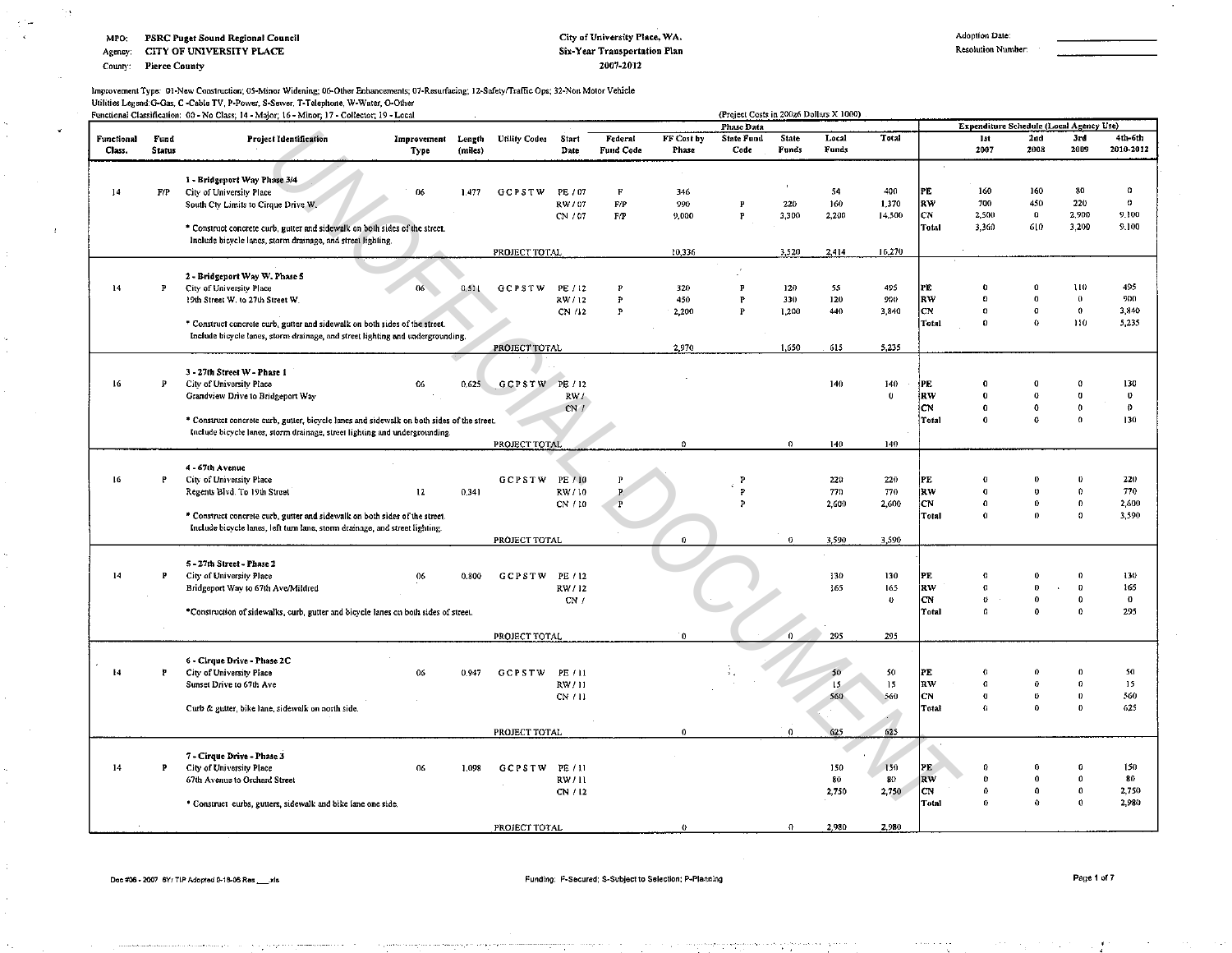MPO: PSRC Puget Sound Regional Council
Agency: CITY OF UNIVERSITY PLACE
County: Pierce County

**City of University Place, WA.**
**Six-Year Transportation Plan**
**2007-2012**

Adoption Date: ____________
Resolution Number: ____________

Improvement Type: 01-New Construction; 05-Minor Widening; 06-Other Enhancements; 07-Resurfacing; 12-Safety/Traffic Ops; 32-Non Motor Vehicle
Utilities Legend: G-Gas, C-Cable TV, P-Power, S-Sewer, T-Telephone, W-Water, O-Other
Functional Classification: 00 - No Class; 14 - Major; 16 - Minor; 17 - Collector; 19 - Local

(Project Costs in 200x6 Dollars X 1000)

| Functional Class. | Fund Status | Project Identification | Improvement Type | Length (miles) | Utility Codes | Start Date | Federal Fund Code | FF Cost by Phase | State Fund Code | State Funds | Local Funds | Total | | 1st 2007 | 2nd 2008 | 3rd 2009 | 4th-6th 2010-2012 |
|---|---|---|---|---|---|---|---|---|---|---|---|---|---|---|---|---|---|
| | | | | | | | Phase Data | | | | | | Expenditure Schedule (Local Agency Use) | | | | |
| 14 | F/P | **1 - Bridgeport Way Phase 3/4**<br>City of University Place<br>South Cty Limits to Cirque Drive W. | 06 | 1.477 | G C P S T W | PE / 07 | F | 346 | | | 54 | 400 | PE | 160 | 160 | 80 | 0 |
| | | | | | | RW / 07 | F/P | 990 | P | 220 | 160 | 1,370 | RW | 700 | 450 | 220 | 0 |
| | | | | | | CN / 07 | F/P | 9,000 | P | 3,300 | 2,200 | 14,500 | CN | 2,500 | 0 | 2,900 | 9,100 |
| | | * Construct concrete curb, gutter and sidewalk on both sides of the street. Include bicycle lanes, storm drainage, and street lighting. | | | | | | | | | | | Total | 3,360 | 610 | 3,200 | 9,100 |
| | | | | | PROJECT TOTAL | | | 10,336 | | 3,520 | 2,414 | 16,270 | | | | | |
| 14 | P | **2 - Bridgeport Way W. Phase 5**<br>City of University Place<br>19th Street W. to 27th Street W. | 06 | 0.511 | G C P S T W | PE / 12 | P | 320 | P | 120 | 55 | 495 | PE | 0 | 0 | 110 | 495 |
| | | | | | | RW / 12 | P | 450 | P | 330 | 120 | 900 | RW | 0 | 0 | 0 | 900 |
| | | | | | | CN / 12 | P | 2,200 | P | 1,200 | 440 | 3,840 | CN | 0 | 0 | 0 | 3,840 |
| | | * Construct concrete curb, gutter and sidewalk on both sides of the street. Include bicycle lanes, storm drainage, and street lighting and undergrounding. | | | | | | | | | | | Total | 0 | 0 | 110 | 5,235 |
| | | | | | PROJECT TOTAL | | | 2,970 | | 1,650 | 615 | 5,235 | | | | | |
| 16 | P | **3 - 27th Street W - Phase 1**<br>City of University Place<br>Grandview Drive to Bridgeport Way | 06 | 0.625 | G C P S T W | PE / 12 | | | | | 140 | 140 | PE | 0 | 0 | 0 | 130 |
| | | | | | | RW / | | | | | | 0 | RW | 0 | 0 | 0 | 0 |
| | | | | | | CN / | | | | | | | CN | 0 | 0 | 0 | 0 |
| | | * Construct concrete curb, gutter, bicycle lanes and sidewalk on both sides of the street. Include bicycle lanes, storm drainage, street lighting and undergrounding. | | | | | | | | | | | Total | 0 | 0 | 0 | 130 |
| | | | | | PROJECT TOTAL | | | 0 | | 0 | 140 | 140 | | | | | |
| 16 | P | **4 - 67th Avenue**<br>City of University Place<br>Regents Blvd. To 19th Street | 12 | 0.341 | G C P S T W | PE / 10 | P | | P | | 220 | 220 | PE | 0 | 0 | 0 | 220 |
| | | | | | | RW / 10 | P | | P | | 770 | 770 | RW | 0 | 0 | 0 | 770 |
| | | | | | | CN / 10 | P | | P | | 2,600 | 2,600 | CN | 0 | 0 | 0 | 2,600 |
| | | * Construct concrete curb, gutter and sidewalk on both sides of the street. Include bicycle lanes, left turn lane, storm drainage, and street lighting. | | | | | | | | | | | Total | 0 | 0 | 0 | 3,590 |
| | | | | | PROJECT TOTAL | | | 0 | | 0 | 3,590 | 3,590 | | | | | |
| 14 | P | **5 - 27th Street - Phase 2**<br>City of University Place<br>Bridgeport Way to 67th Ave/Mildred | 06 | 0.800 | G C P S T W | PE / 12 | | | | | 130 | 130 | PE | 0 | 0 | 0 | 130 |
| | | | | | | RW / 12 | | | | | 165 | 165 | RW | 0 | 0 | 0 | 165 |
| | | | | | | CN / | | | | | | 0 | CN | 0 | 0 | 0 | 0 |
| | | *Construction of sidewalks, curb, gutter and bicycle lanes on both sides of street. | | | | | | | | | | | Total | 0 | 0 | 0 | 295 |
| | | | | | PROJECT TOTAL | | | 0 | | 0 | 295 | 295 | | | | | |
| 14 | P | **6 - Cirque Drive - Phase 2C**<br>City of University Place<br>Sunset Drive to 67th Ave | 06 | 0.947 | G C P S T W | PE / 11 | | | | | 50 | 50 | PE | 0 | 0 | 0 | 50 |
| | | | | | | RW / 11 | | | | | 15 | 15 | RW | 0 | 0 | 0 | 15 |
| | | | | | | CN / 11 | | | | | 560 | 560 | CN | 0 | 0 | 0 | 560 |
| | | Curb & gutter, bike lane, sidewalk on north side. | | | | | | | | | | | Total | 0 | 0 | 0 | 625 |
| | | | | | PROJECT TOTAL | | | 0 | | 0 | 625 | 625 | | | | | |
| 14 | P | **7 - Cirque Drive - Phase 3**<br>City of University Place<br>67th Avenue to Orchard Street | 06 | 1.098 | G C P S T W | PE / 11 | | | | | 150 | 150 | PE | 0 | 0 | 0 | 150 |
| | | | | | | RW / 11 | | | | | 80 | 80 | RW | 0 | 0 | 0 | 80 |
| | | | | | | CN / 12 | | | | | 2,750 | 2,750 | CN | 0 | 0 | 0 | 2,750 |
| | | * Construct curbs, gutters, sidewalk and bike lane one side. | | | | | | | | | | | Total | 0 | 0 | 0 | 2,980 |
| | | | | | PROJECT TOTAL | | | 0 | | 0 | 2,980 | 2,980 | | | | | |

Doc #06 - 2007 6Yr TIP Adopted 6-18-06 Res ___.xls

Funding: F-Secured; S-Subject to Selection; P-Planning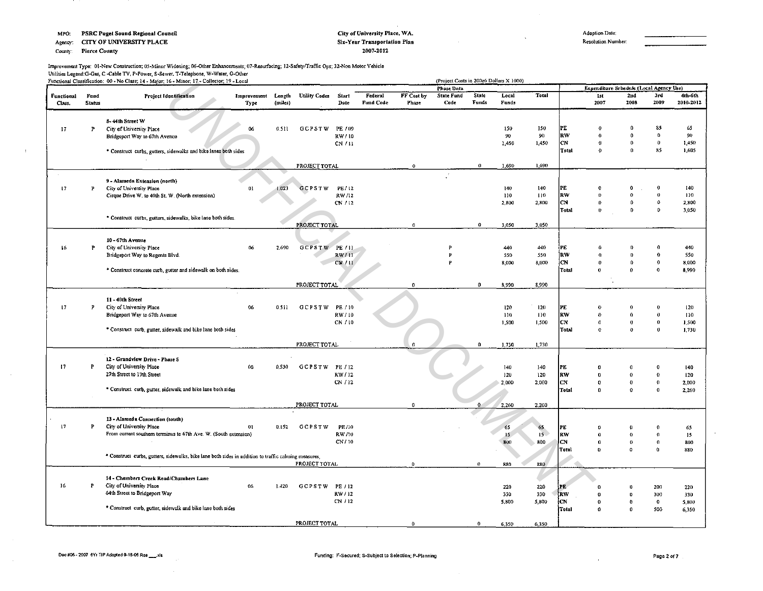MPO: **PSRC Puget Sound Regional Council**
Agency: **CITY OF UNIVERSITY PLACE**
County: **Pierce County**

**City of University Place, WA.**
**Six-Year Transportation Plan**
**2007-2012**

Adoption Date:
Resolution Number:

Improvement Type: 01-New Construction; 05-Minor Widening; 06-Other Enhancements; 07-Resurfacing; 12-Safety/Traffic Ops; 32-Non Motor Vehicle
Utilities Legend:G-Gas, C -Cable TV, P-Power, S-Sewer, T-Telephone, W-Water, O-Other
Functional Classification: 00 - No Class; 14 - Major; 16 - Minor; 17 - Collector; 19 - Local

(Project Costs in 200x6 Dollars X 1000)

| Functional Class. | Fund Status | Project Identification | Improvement Type | Length (miles) | Utility Codes | Start Date | Federal Fund Code | FF Cost by Phase | State Fund Code | State Funds | Local Funds | Total | Phase Data | 1st 2007 | 2nd 2008 | 3rd 2009 | 4th-6th 2010-2012 |
|---|---|---|---|---|---|---|---|---|---|---|---|---|---|---|---|---|---|
| | | **8- 44th Street W** | | | | | | | | | | | | | | | |
| 17 | P | City of University Place | 06 | 0.511 | G C P S T W | PE / 09 | | | | | 150 | 150 | PE | 0 | 0 | 85 | 65 |
| | | Bridgeport Way to 67th Avenue | | | | RW / 10 | | | | | 90 | 90 | RW | 0 | 0 | 0 | 90 |
| | | | | | | CN / 11 | | | | | 1,450 | 1,450 | CN | 0 | 0 | 0 | 1,450 |
| | | * Construct curbs, gutters, sidewalks and bike lanes both sides | | | | | | | | | | | Total | 0 | 0 | 85 | 1,605 |
| | | | | | PROJECT TOTAL | | | 0 | | 0 | 1,690 | 1,690 | | | | | |
| | | **9 - Alameda Extension (north)** | | | | | | | | | | | | | | | |
| 17 | P | City of University Place | 01 | 1.023 | G C P S T W | PE / 12 | | | | | 140 | 140 | PE | 0 | 0 | 0 | 140 |
| | | Cirque Drive W. to 40th St. W. (North extension) | | | | RW /12 | | | | | 110 | 110 | RW | 0 | 0 | 0 | 110 |
| | | | | | | CN / 12 | | | | | 2,800 | 2,800 | CN | 0 | 0 | 0 | 2,800 |
| | | * Construct curbs, gutters, sidewalks, bike lane both sides. | | | | | | | | | | | Total | 0 | 0 | 0 | 3,050 |
| | | | | | PROJECT TOTAL | | | 0 | | 0 | 3,050 | 3,050 | | | | | |
| | | **10 - 67th Avenue** | | | | | | | | | | | | | | | |
| 16 | P | City of University Place | 06 | 2.690 | G C P S T W | PE / 11 | | | P | | 440 | 440 | PE | 0 | 0 | 0 | 440 |
| | | Bridgeport Way to Regents Blvd. | | | | RW / 11 | | | P | | 550 | 550 | RW | 0 | 0 | 0 | 550 |
| | | | | | | CN / 11 | | | P | | 8,000 | 8,000 | CN | 0 | 0 | 0 | 8,000 |
| | | * Construct concrete curb, gutter and sidewalk on both sides. | | | | | | | | | | | Total | 0 | 0 | 0 | 8,990 |
| | | | | | PROJECT TOTAL | | | 0 | | 0 | 8,990 | 8,990 | | | | | |
| | | **11 - 40th Street** | | | | | | | | | | | | | | | |
| 17 | P | City of University Place | 06 | 0.511 | G C P S T W | PE / 10 | | | | | 120 | 120 | PE | 0 | 0 | 0 | 120 |
| | | Bridgeport Way to 67th Avenue | | | | RW / 10 | | | | | 110 | 110 | RW | 0 | 0 | 0 | 110 |
| | | | | | | CN / 10 | | | | | 1,500 | 1,500 | CN | 0 | 0 | 0 | 1,500 |
| | | * Construct curb, gutter, sidewalk and bike lane both sides | | | | | | | | | | | Total | 0 | 0 | 0 | 1,730 |
| | | | | | PROJECT TOTAL | | | 0 | | 0 | 1,730 | 1,730 | | | | | |
| | | **12 - Grandview Drive - Phase 5** | | | | | | | | | | | | | | | |
| 17 | P | City of University Place | 06 | 0.530 | G C P S T W | PE / 12 | | | | | 140 | 140 | PE | 0 | 0 | 0 | 140 |
| | | 27th Street to 19th Street | | | | RW / 12 | | | | | 120 | 120 | RW | 0 | 0 | 0 | 120 |
| | | | | | | CN / 12 | | | | | 2,000 | 2,000 | CN | 0 | 0 | 0 | 2,000 |
| | | * Construct curb, gutter, sidewalk and bike lane both sides | | | | | | | | | | | Total | 0 | 0 | 0 | 2,260 |
| | | | | | PROJECT TOTAL | | | 0 | | 0 | 2,260 | 2,260 | | | | | |
| | | **13 - Alameda Connection (south)** | | | | | | | | | | | | | | | |
| 17 | P | City of University Place | 01 | 0.152 | G C P S T W | PE /10 | | | | | 65 | 65 | PE | 0 | 0 | 0 | 65 |
| | | From current southern terminus to 67th Ave. W. (South extension) | | | | RW /10 | | | | | 15 | 15 | RW | 0 | 0 | 0 | 15 |
| | | | | | | CN / 10 | | | | | 800 | 800 | CN | 0 | 0 | 0 | 800 |
| | | * Construct curbs, gutters, sidewalks, bike lane both sides in addition to traffic calming measures. | | | | | | | | | | | Total | 0 | 0 | 0 | 880 |
| | | | | | PROJECT TOTAL | | | 0 | | 0 | 880 | 880 | | | | | |
| | | **14 - Chambers Creek Road/Chambers Lane** | | | | | | | | | | | | | | | |
| 16 | P | City of University Place | 06 | 1.420 | G C P S T W | PE / 12 | | | | | 220 | 220 | PE | 0 | 0 | 200 | 220 |
| | | 64th Street to Bridgeport Way | | | | RW / 12 | | | | | 330 | 330 | RW | 0 | 0 | 300 | 330 |
| | | | | | | CN / 12 | | | | | 5,800 | 5,800 | CN | 0 | 0 | 0 | 5,800 |
| | | * Construct curb, gutter, sidewalk and bike lane both sides | | | | | | | | | | | Total | 0 | 0 | 500 | 6,350 |
| | | | | | PROJECT TOTAL | | | 0 | | 0 | 6,350 | 6,350 | | | | | |

Funding: F-Secured; S-Subject to Selection; P-Planning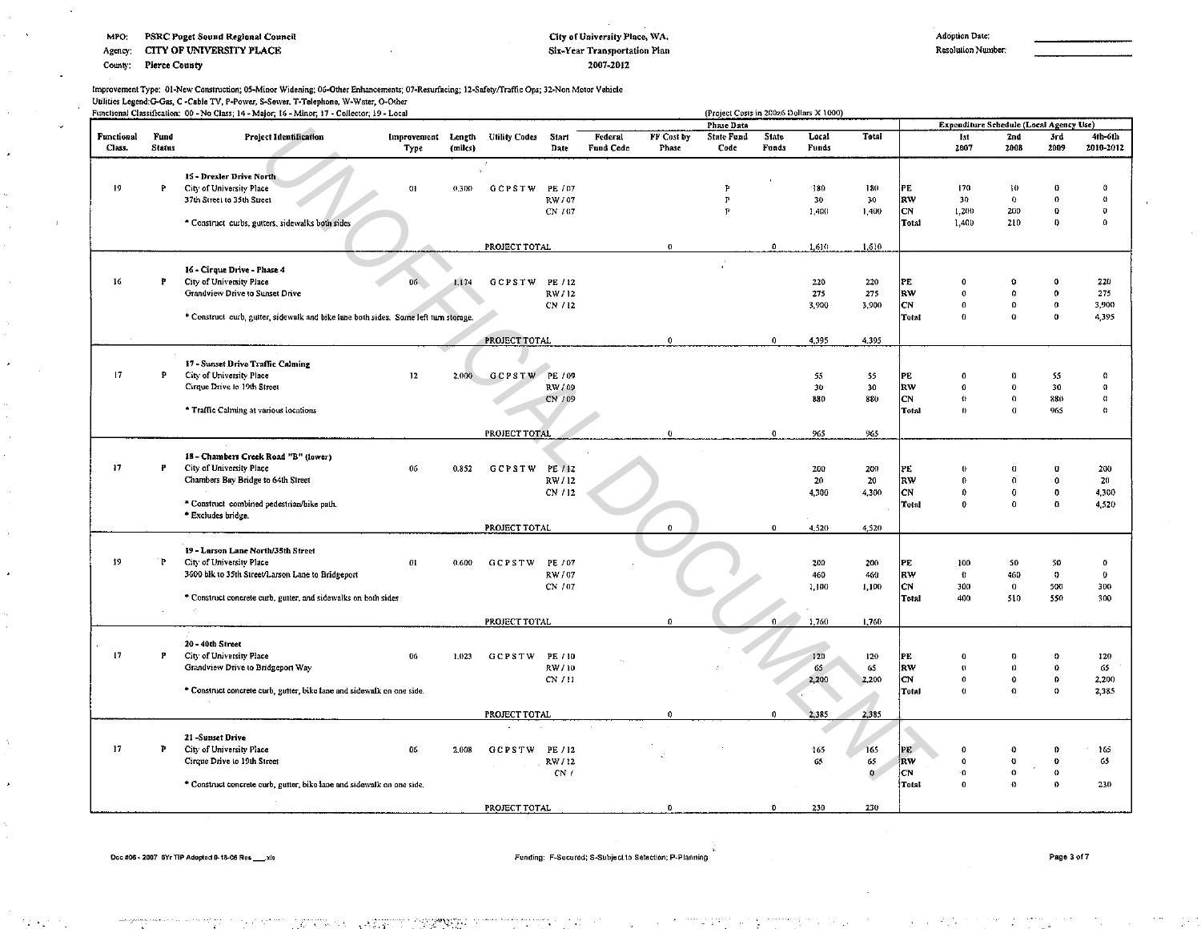MPO: PSRC Puget Sound Regional Council
Agency: CITY OF UNIVERSITY PLACE
County: Pierce County

**City of University Place, WA.**
**Six-Year Transportation Plan**
**2007-2012**

Adoption Date: ______________
Resolution Number: ______________

Improvement Type: 01-New Construction; 05-Minor Widening; 06-Other Enhancements; 07-Resurfacing; 12-Safety/Traffic Ops; 32-Non Motor Vehicle
Utilities Legend: G-Gas, C-Cable TV, P-Power, S-Sewer, T-Telephone, W-Water, O-Other
Functional Classification: 00 - No Class; 14 - Major; 16 - Minor; 17 - Collector; 19 - Local

(Project Costs in 2006 Dollars X 1000)

| Functional Class. | Fund Status | Project Identification | Improvement Type | Length (miles) | Utility Codes | Start Date | Federal Fund Code | FF Cost by Phase | State Fund Code | State Funds | Local Funds | Total | | 1st 2007 | 2nd 2008 | 3rd 2009 | 4th-6th 2010-2012 |
|---|---|---|---|---|---|---|---|---|---|---|---|---|---|---|---|---|---|
| | | | | | | | | | Phase Data | | | | | Expenditure Schedule (Local Agency Use) | | | |
| 19 | P | **15 - Drexler Drive North** City of University Place 37th Street to 35th Street | 01 | 0.300 | G C P S T W | PE / 07 | | | P | | 180 | 180 | PE | 170 | 10 | 0 | 0 |
| | | | | | | RW / 07 | | | P | | 30 | 30 | RW | 30 | 0 | 0 | 0 |
| | | | | | | CN / 07 | | | P | | 1,400 | 1,400 | CN | 1,200 | 200 | 0 | 0 |
| | | * Construct curbs, gutters, sidewalks both sides | | | | | | | | | | | Total | 1,400 | 210 | 0 | 0 |
| | | | | | PROJECT TOTAL | | | 0 | | 0 | 1,610 | 1,610 | | | | | |
| 16 | P | **16 - Cirque Drive - Phase 4** City of University Place Grandview Drive to Sunset Drive | 06 | 1.174 | G C P S T W | PE / 12 | | | | | 220 | 220 | PE | 0 | 0 | 0 | 220 |
| | | | | | | RW / 12 | | | | | 275 | 275 | RW | 0 | 0 | 0 | 275 |
| | | | | | | CN / 12 | | | | | 3,900 | 3,900 | CN | 0 | 0 | 0 | 3,900 |
| | | * Construct curb, gutter, sidewalk and bike lane both sides. Some left turn storage. | | | | | | | | | | | Total | 0 | 0 | 0 | 4,395 |
| | | | | | PROJECT TOTAL | | | 0 | | 0 | 4,395 | 4,395 | | | | | |
| 17 | P | **17 - Sunset Drive Traffic Calming** City of University Place Cirque Drive to 19th Street | 12 | 2.000 | G C P S T W | PE / 09 | | | | | 55 | 55 | PE | 0 | 0 | 55 | 0 |
| | | | | | | RW / 09 | | | | | 30 | 30 | RW | 0 | 0 | 30 | 0 |
| | | | | | | CN / 09 | | | | | 880 | 880 | CN | 0 | 0 | 880 | 0 |
| | | * Traffic Calming at various locations | | | | | | | | | | | Total | 0 | 0 | 965 | 0 |
| | | | | | PROJECT TOTAL | | | 0 | | 0 | 965 | 965 | | | | | |
| 17 | P | **18 - Chambers Creek Road "B" (lower)** City of University Place Chambers Bay Bridge to 64th Street | 06 | 0.852 | G C P S T W | PE / 12 | | | | | 200 | 200 | PE | 0 | 0 | 0 | 200 |
| | | | | | | RW / 12 | | | | | 20 | 20 | RW | 0 | 0 | 0 | 20 |
| | | * Construct combined pedestrian/bike path. | | | | CN / 12 | | | | | 4,300 | 4,300 | CN | 0 | 0 | 0 | 4,300 |
| | | * Excludes bridge. | | | | | | | | | | | Total | 0 | 0 | 0 | 4,520 |
| | | | | | PROJECT TOTAL | | | 0 | | 0 | 4,520 | 4,520 | | | | | |
| 19 | P | **19 - Larson Lane North/35th Street** City of University Place 3600 blk to 35th Street/Larson Lane to Bridgeport | 01 | 0.600 | G C P S T W | PE / 07 | | | | | 200 | 200 | PE | 100 | 50 | 50 | 0 |
| | | | | | | RW / 07 | | | | | 460 | 460 | RW | 0 | 460 | 0 | 0 |
| | | | | | | CN / 07 | | | | | 1,100 | 1,100 | CN | 300 | 0 | 500 | 300 |
| | | * Construct concrete curb, gutter, and sidewalks on both sides | | | | | | | | | | | Total | 400 | 510 | 550 | 300 |
| | | | | | PROJECT TOTAL | | | 0 | | 0 | 1,760 | 1,760 | | | | | |
| 17 | P | **20 - 40th Street** City of University Place Grandview Drive to Bridgeport Way | 06 | 1.023 | G C P S T W | PE / 10 | | | | | 120 | 120 | PE | 0 | 0 | 0 | 120 |
| | | | | | | RW / 10 | | | | | 65 | 65 | RW | 0 | 0 | 0 | 65 |
| | | | | | | CN / 11 | | | | | 2,200 | 2,200 | CN | 0 | 0 | 0 | 2,200 |
| | | * Construct concrete curb, gutter, bike lane and sidewalk on one side. | | | | | | | | | | | Total | 0 | 0 | 0 | 2,385 |
| | | | | | PROJECT TOTAL | | | 0 | | 0 | 2,385 | 2,385 | | | | | |
| 17 | P | **21 - Sunset Drive** City of University Place Cirque Drive to 19th Street | 06 | 2.008 | G C P S T W | PE / 12 | | | | | 165 | 165 | PE | 0 | 0 | 0 | 165 |
| | | | | | | RW / 12 | | | | | 65 | 65 | RW | 0 | 0 | 0 | 65 |
| | | | | | | CN / | | | | | | 0 | CN | 0 | 0 | 0 | |
| | | * Construct concrete curb, gutter, bike lane and sidewalk on one side. | | | | | | | | | | | Total | 0 | 0 | 0 | 230 |
| | | | | | PROJECT TOTAL | | | 0 | | 0 | 230 | 230 | | | | | |

Doc #06 - 2007 6Yr TIP Adopted 9-18-06 Res ___.xls

Funding: F-Secured; S-Subject to Selection; P-Planning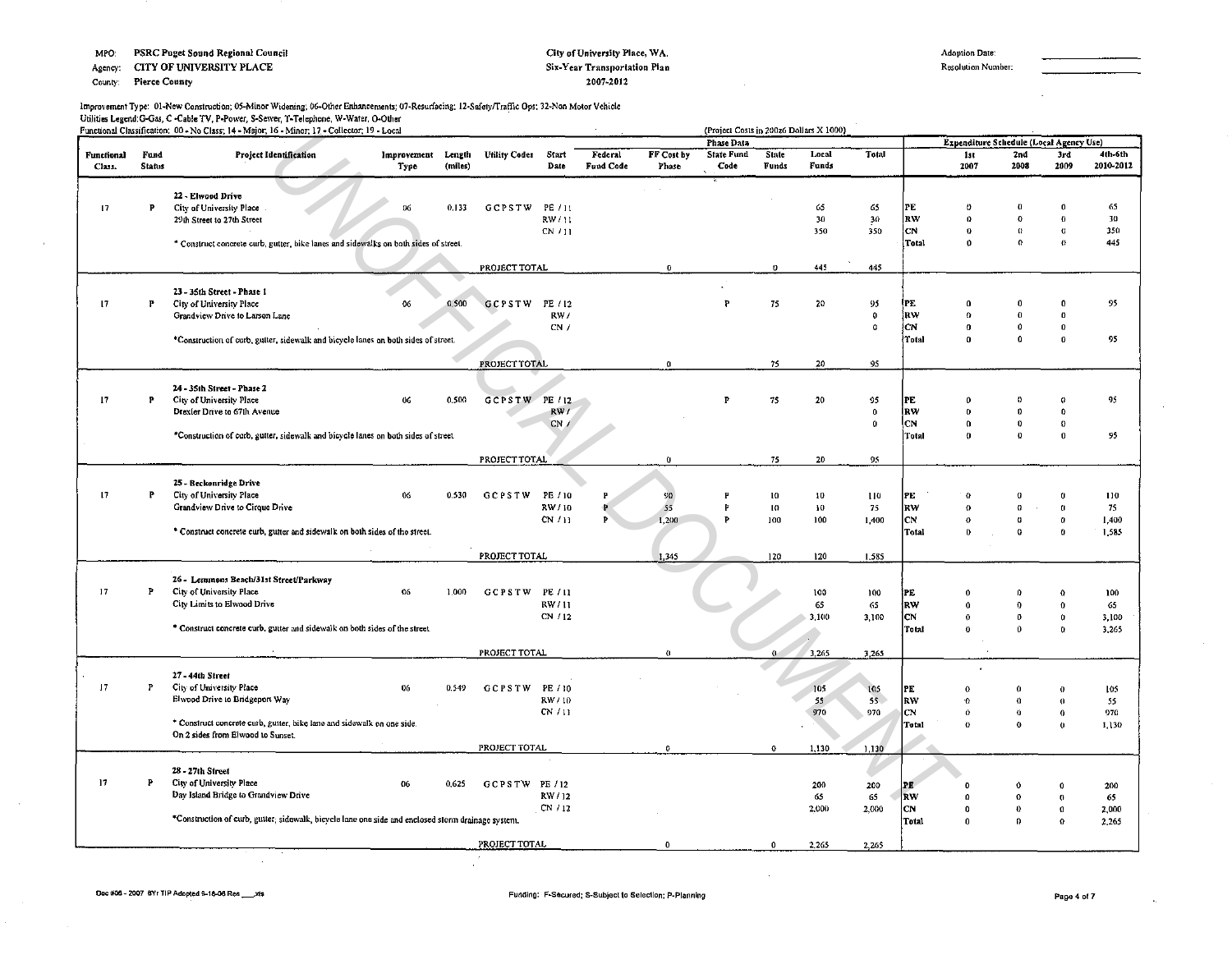MPO: PSRC Puget Sound Regional Council
Agency: CITY OF UNIVERSITY PLACE
County: Pierce County

City of University Place, WA.
Six-Year Transportation Plan
2007-2012

Adoption Date:
Resolution Number:

Improvement Type: 01-New Construction; 05-Minor Widening; 06-Other Enhancements; 07-Resurfacing; 12-Safety/Traffic Opt; 32-Non Motor Vehicle
Utilities Legend: G-Gas, C-Cable TV, P-Power, S-Sewer, T-Telephone, W-Water, O-Other
Functional Classification: 00 - No Class; 14 - Major; 16 - Minor; 17 - Collector; 19 - Local

(Project Costs in 200z6 Dollars X 1000)

| Functional Class. | Fund Status | Project Identification | Improvement Type | Length (miles) | Utility Codes | Start Date | Federal Fund Code | FF Cost by Phase | State Fund Code | State Funds | Local Funds | Total | | 1st 2007 | 2nd 2008 | 3rd 2009 | 4th-6th 2010-2012 |
|---|---|---|---|---|---|---|---|---|---|---|---|---|---|---|---|---|---|
| 17 | P | 22 - Elwood Drive<br>City of University Place<br>29th Street to 27th Street | 06 | 0.133 | G C P S T W | PE / 11 | | | | | 65 | 65 | PE | 0 | 0 | 0 | 65 |
| | | | | | | RW / 11 | | | | | 30 | 30 | RW | 0 | 0 | 0 | 30 |
| | | | | | | CN / 11 | | | | | 350 | 350 | CN | 0 | 0 | 0 | 350 |
| | | * Construct concrete curb, gutter, bike lanes and sidewalks on both sides of street. | | | | | | | | | | | Total | 0 | 0 | 0 | 445 |
| | | | | | PROJECT TOTAL | | | 0 | | 0 | 445 | 445 | | | | | |
| 17 | P | 23 - 35th Street - Phase 1<br>City of University Place<br>Grandview Drive to Larson Lane | 06 | 0.500 | G C P S T W | PE / 12 | | | P | 75 | 20 | 95 | PE | 0 | 0 | 0 | 95 |
| | | | | | | RW / | | | | | | 0 | RW | 0 | 0 | 0 | |
| | | | | | | CN / | | | | | | 0 | CN | 0 | 0 | 0 | |
| | | *Construction of curb, gutter, sidewalk and bicycle lanes on both sides of street. | | | | | | | | | | | Total | 0 | 0 | 0 | 95 |
| | | | | | PROJECT TOTAL | | | 0 | | 75 | 20 | 95 | | | | | |
| 17 | P | 24 - 35th Street - Phase 2<br>City of University Place<br>Drexler Drive to 67th Avenue | 06 | 0.500 | G C P S T W | PE / 12 | | | P | 75 | 20 | 95 | PE | 0 | 0 | 0 | 95 |
| | | | | | | RW / | | | | | | 0 | RW | 0 | 0 | 0 | |
| | | | | | | CN / | | | | | | 0 | CN | 0 | 0 | 0 | |
| | | *Construction of curb, gutter, sidewalk and bicycle lanes on both sides of street. | | | | | | | | | | | Total | 0 | 0 | 0 | 95 |
| | | | | | PROJECT TOTAL | | | 0 | | 75 | 20 | 95 | | | | | |
| 17 | P | 25 - Beckonridge Drive<br>City of University Place<br>Grandview Drive to Cirque Drive | 06 | 0.530 | G C P S T W | PE / 10 | P | 90 | P | 10 | 10 | 110 | PE | 0 | 0 | 0 | 110 |
| | | | | | | RW / 10 | P | 55 | P | 10 | 10 | 75 | RW | 0 | 0 | 0 | 75 |
| | | | | | | CN / 11 | P | 1,200 | P | 100 | 100 | 1,400 | CN | 0 | 0 | 0 | 1,400 |
| | | * Construct concrete curb, gutter and sidewalk on both sides of the street. | | | | | | | | | | | Total | 0 | 0 | 0 | 1,585 |
| | | | | | PROJECT TOTAL | | | 1,345 | | 120 | 120 | 1,585 | | | | | |
| 17 | P | 26 - Lemmons Beach/31st Street/Parkway<br>City of University Place<br>City Limits to Elwood Drive | 06 | 1.000 | G C P S T W | PE / 11 | | | | | 100 | 100 | PE | 0 | 0 | 0 | 100 |
| | | | | | | RW / 11 | | | | | 65 | 65 | RW | 0 | 0 | 0 | 65 |
| | | | | | | CN / 12 | | | | | 3,100 | 3,100 | CN | 0 | 0 | 0 | 3,100 |
| | | * Construct concrete curb, gutter and sidewalk on both sides of the street. | | | | | | | | | | | Total | 0 | 0 | 0 | 3,265 |
| | | | | | PROJECT TOTAL | | | 0 | | 0 | 3,265 | 3,265 | | | | | |
| 17 | P | 27 - 44th Street<br>City of University Place<br>Elwood Drive to Bridgeport Way | 06 | 0.549 | G C P S T W | PE / 10 | | | | | 105 | 105 | PE | 0 | 0 | 0 | 105 |
| | | | | | | RW / 10 | | | | | 55 | 55 | RW | 0 | 0 | 0 | 55 |
| | | | | | | CN / 11 | | | | | 970 | 970 | CN | 0 | 0 | 0 | 970 |
| | | * Construct concrete curb, gutter, bike lane and sidewalk on one side.<br>On 2 sides from Elwood to Sunset. | | | | | | | | | | | Total | 0 | 0 | 0 | 1,130 |
| | | | | | PROJECT TOTAL | | | 0 | | 0 | 1,130 | 1,130 | | | | | |
| 17 | P | 28 - 27th Street<br>City of University Place<br>Day Island Bridge to Grandview Drive | 06 | 0.625 | G C P S T W | PE / 12 | | | | | 200 | 200 | PE | 0 | 0 | 0 | 200 |
| | | | | | | RW / 12 | | | | | 65 | 65 | RW | 0 | 0 | 0 | 65 |
| | | | | | | CN / 12 | | | | | 2,000 | 2,000 | CN | 0 | 0 | 0 | 2,000 |
| | | *Construction of curb, gutter, sidewalk, bicycle lane one side and enclosed storm drainage system. | | | | | | | | | | | Total | 0 | 0 | 0 | 2,265 |
| | | | | | PROJECT TOTAL | | | 0 | | 0 | 2,265 | 2,265 | | | | | |

Note: Columns "Federal Fund Code" through "Total" are under "Phase Data"; columns "1st 2007" through "4th-6th 2010-2012" are under "Expenditure Schedule (Local Agency Use)".

Doc #06 - 2007 6Yr TIP Adopted 9-18-06 Res ___.xls

Funding: F-Secured; S-Subject to Selection; P-Planning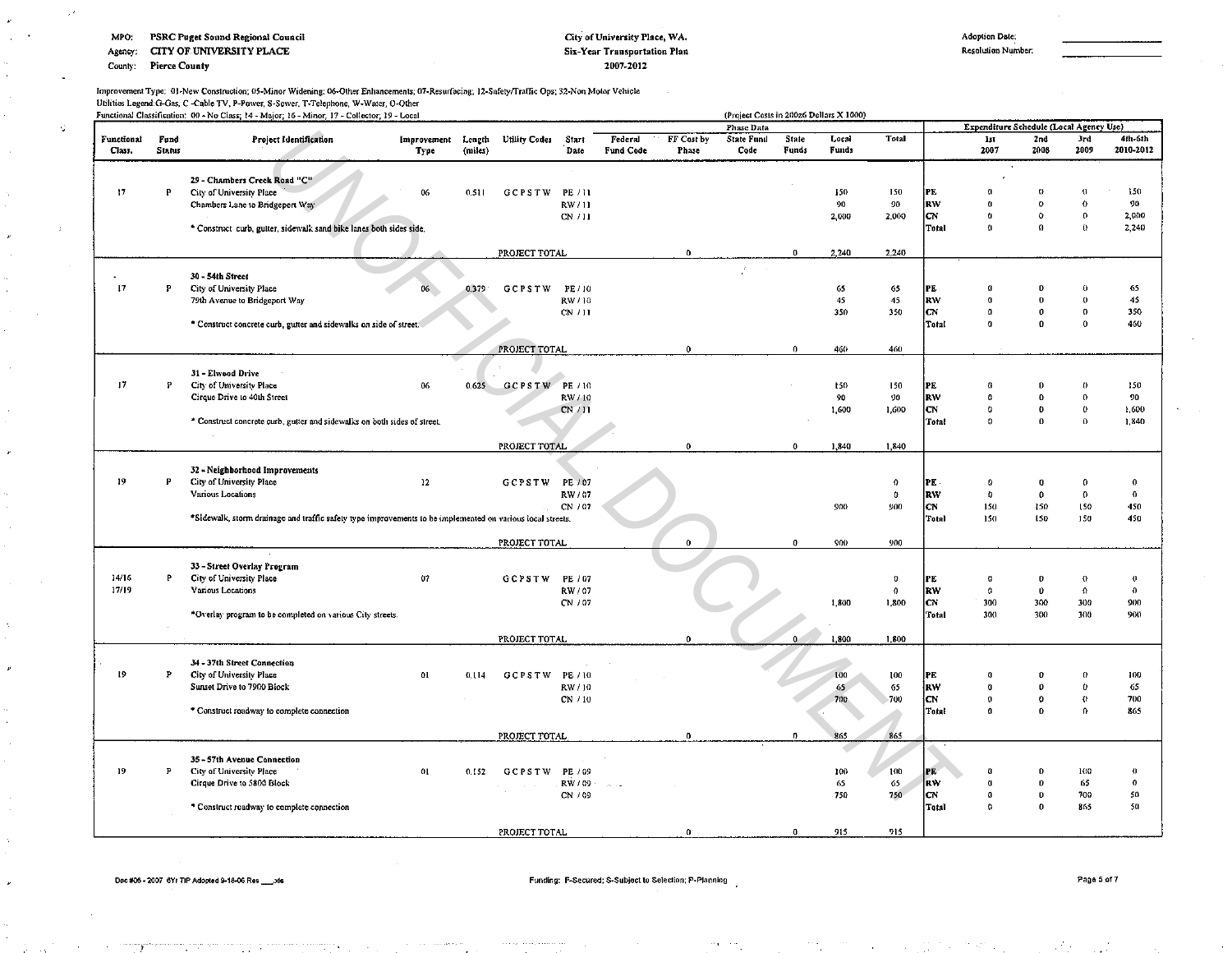MPO: PSRC Puget Sound Regional Council
Agency: CITY OF UNIVERSITY PLACE
County: Pierce County

**City of University Place, WA.**
**Six-Year Transportation Plan**
**2007-2012**

Adoption Date: ____________
Resolution Number: ____________

Improvement Type: 01-New Construction; 05-Minor Widening; 06-Other Enhancements; 07-Resurfacing; 12-Safety/Traffic Ops; 32-Non Motor Vehicle
Utilities Legend:G-Gas, C-Cable TV, P-Power, S-Sewer, T-Telephone, W-Water, O-Other
Functional Classification: 00 - No Class; 14 - Major; 16 - Minor; 17 - Collector; 19 - Local

(Project Costs in 2006 Dollars X 1000)

| Functional Class. | Fund Status | Project Identification | Improvement Type | Length (miles) | Utility Codes | Start Date | Federal Fund Code | FF Cost by Phase | State Fund Code | State Funds | Local Funds | Total | | 1st 2007 | 2nd 2008 | 3rd 2009 | 4th-6th 2010-2012 |
|---|---|---|---|---|---|---|---|---|---|---|---|---|---|---|---|---|---|
| | | | | | | | | Phase Data | | | | | Expenditure Schedule (Local Agency Use) | | | | |
| | | **29 - Chambers Creek Road "C"** | | | | | | | | | | | | | | | |
| 17 | P | City of University Place | 06 | 0.511 | G C P S T W | PE / 11 | | | | | 150 | 150 | PE | 0 | 0 | 0 | 150 |
| | | Chambers Lane to Bridgeport Way | | | | RW / 11 | | | | | 90 | 90 | RW | 0 | 0 | 0 | 90 |
| | | | | | | CN / 11 | | | | | 2,000 | 2,000 | CN | 0 | 0 | 0 | 2,000 |
| | | * Construct curb, gutter, sidewalk sand bike lanes both sides side. | | | | | | | | | | | Total | 0 | 0 | 0 | 2,240 |
| | | | | PROJECT TOTAL | | | | 0 | | 0 | 2,240 | 2,240 | | | | | |
| | | **30 - 54th Street** | | | | | | | | | | | | | | | |
| 17 | P | City of University Place | 06 | 0.379 | G C P S T W | PE / 10 | | | | | 65 | 65 | PE | 0 | 0 | 0 | 65 |
| | | 79th Avenue to Bridgeport Way | | | | RW / 10 | | | | | 45 | 45 | RW | 0 | 0 | 0 | 45 |
| | | | | | | CN / 11 | | | | | 350 | 350 | CN | 0 | 0 | 0 | 350 |
| | | * Construct concrete curb, gutter and sidewalks on side of street. | | | | | | | | | | | Total | 0 | 0 | 0 | 460 |
| | | | | PROJECT TOTAL | | | | 0 | | 0 | 460 | 460 | | | | | |
| | | **31 - Elwood Drive** | | | | | | | | | | | | | | | |
| 17 | P | City of University Place | 06 | 0.625 | G C P S T W | PE / 10 | | | | | 150 | 150 | PE | 0 | 0 | 0 | 150 |
| | | Cirque Drive to 40th Street | | | | RW / 10 | | | | | 90 | 90 | RW | 0 | 0 | 0 | 90 |
| | | | | | | CN / 11 | | | | | 1,600 | 1,600 | CN | 0 | 0 | 0 | 1,600 |
| | | * Construct concrete curb, gutter and sidewalks on both sides of street. | | | | | | | | | | | Total | 0 | 0 | 0 | 1,840 |
| | | | | PROJECT TOTAL | | | | 0 | | 0 | 1,840 | 1,840 | | | | | |
| | | **32 - Neighborhood Improvements** | | | | | | | | | | | | | | | |
| 19 | P | City of University Place | 12 | | G C P S T W | PE / 07 | | | | | | 0 | PE | 0 | 0 | 0 | 0 |
| | | Various Locations | | | | RW / 07 | | | | | | 0 | RW | 0 | 0 | 0 | 0 |
| | | | | | | CN / 07 | | | | | 900 | 900 | CN | 150 | 150 | 150 | 450 |
| | | *Sidewalk, storm drainage and traffic safety type improvements to be implemented on various local streets. | | | | | | | | | | | Total | 150 | 150 | 150 | 450 |
| | | | | PROJECT TOTAL | | | | 0 | | 0 | 900 | 900 | | | | | |
| | | **33 - Street Overlay Program** | | | | | | | | | | | | | | | |
| 14/16 17/19 | P | City of University Place | 07 | | G C P S T W | PE / 07 | | | | | | 0 | PE | 0 | 0 | 0 | 0 |
| | | Various Locations | | | | RW / 07 | | | | | | 0 | RW | 0 | 0 | 0 | 0 |
| | | | | | | CN / 07 | | | | | 1,800 | 1,800 | CN | 300 | 300 | 300 | 900 |
| | | *Overlay program to be completed on various City streets. | | | | | | | | | | | Total | 300 | 300 | 300 | 900 |
| | | | | PROJECT TOTAL | | | | 0 | | 0 | 1,800 | 1,800 | | | | | |
| | | **34 - 37th Street Connection** | | | | | | | | | | | | | | | |
| 19 | P | City of University Place | 01 | 0.114 | G C P S T W | PE / 10 | | | | | 100 | 100 | PE | 0 | 0 | 0 | 100 |
| | | Sunset Drive to 7900 Block | | | | RW / 10 | | | | | 65 | 65 | RW | 0 | 0 | 0 | 65 |
| | | | | | | CN / 10 | | | | | 700 | 700 | CN | 0 | 0 | 0 | 700 |
| | | * Construct roadway to complete connection | | | | | | | | | | | Total | 0 | 0 | 0 | 865 |
| | | | | PROJECT TOTAL | | | | 0 | | 0 | 865 | 865 | | | | | |
| | | **35 - 57th Avenue Connection** | | | | | | | | | | | | | | | |
| 19 | P | City of University Place | 01 | 0.152 | G C P S T W | PE / 09 | | | | | 100 | 100 | PE | 0 | 0 | 100 | 0 |
| | | Cirque Drive to 5800 Block | | | | RW / 09 | | | | | 65 | 65 | RW | 0 | 0 | 65 | 0 |
| | | | | | | CN / 09 | | | | | 750 | 750 | CN | 0 | 0 | 700 | 50 |
| | | * Construct roadway to complete connection | | | | | | | | | | | Total | 0 | 0 | 865 | 50 |
| | | | | PROJECT TOTAL | | | | 0 | | 0 | 915 | 915 | | | | | |

Doc #06 - 2007 6Yr TIP Adopted 9-18-06 Res ___.xls

Funding: F-Secured; S-Subject to Selection; P-Planning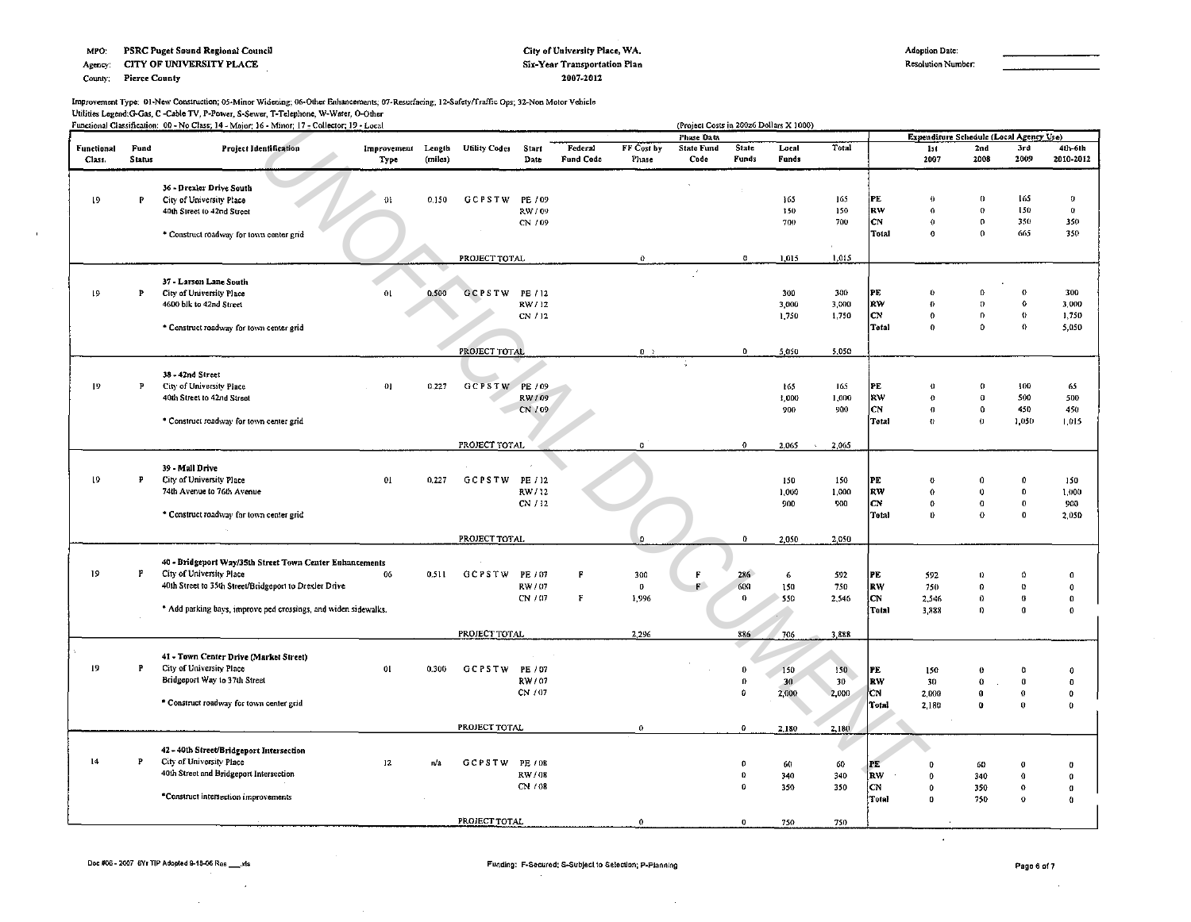MPO: PSRC Puget Sound Regional Council
Agency: CITY OF UNIVERSITY PLACE
County: Pierce County

**City of University Place, WA.**
**Six-Year Transportation Plan**
**2007-2012**

Adoption Date: ____________
Resolution Number: ____________

Improvement Type: 01-New Construction; 05-Minor Widening; 06-Other Enhancements; 07-Resurfacing; 12-Safety/Traffic Ops; 32-Non Motor Vehicle
Utilities Legend:G-Gas, C -Cable TV, P-Power, S-Sewer, T-Telephone, W-Water, O-Other
Functional Classification: 00 - No Class; 14 - Major; 16 - Minor; 17 - Collector; 19 - Local

(Project Costs in 2006 Dollars X 1000)

| Functional Class. | Fund Status | Project Identification | Improvement Type | Length (miles) | Utility Codes | Start Date | Federal Fund Code | FF Cost by Phase | State Fund Code | State Funds | Local Funds | Total | | 1st 2007 | 2nd 2008 | 3rd 2009 | 4th-6th 2010-2012 |
|---|---|---|---|---|---|---|---|---|---|---|---|---|---|---|---|---|---|
| | | **36 - Drexler Drive South** | | | | | | | | | | | | | | | |
| 19 | P | City of University Place | 01 | 0.150 | G C P S T W | PE / 09 | | | | | 165 | 165 | PE | 0 | 0 | 165 | 0 |
| | | 40th Street to 42nd Street | | | | RW / 09 | | | | | 150 | 150 | RW | 0 | 0 | 150 | 0 |
| | | | | | | CN / 09 | | | | | 700 | 700 | CN | 0 | 0 | 350 | 350 |
| | | * Construct roadway for town center grid | | | | | | | | | | | Total | 0 | 0 | 665 | 350 |
| | | | | | PROJECT TOTAL | | | 0 | | 0 | 1,015 | 1,015 | | | | | |
| | | **37 - Larson Lane South** | | | | | | | | | | | | | | | |
| 19 | P | City of University Place | 01 | 0.500 | G C P S T W | PE / 12 | | | | | 300 | 300 | PE | 0 | 0 | 0 | 300 |
| | | 4600 blk to 42nd Street | | | | RW / 12 | | | | | 3,000 | 3,000 | RW | 0 | 0 | 0 | 3,000 |
| | | | | | | CN / 12 | | | | | 1,750 | 1,750 | CN | 0 | 0 | 0 | 1,750 |
| | | * Construct roadway for town center grid | | | | | | | | | | | Total | 0 | 0 | 0 | 5,050 |
| | | | | | PROJECT TOTAL | | | 0 | | 0 | 5,050 | 5,050 | | | | | |
| | | **38 - 42nd Street** | | | | | | | | | | | | | | | |
| 19 | P | City of University Place | 01 | 0.227 | G C P S T W | PE / 09 | | | | | 165 | 165 | PE | 0 | 0 | 100 | 65 |
| | | 40th Street to 42nd Street | | | | RW / 09 | | | | | 1,000 | 1,000 | RW | 0 | 0 | 500 | 500 |
| | | | | | | CN / 09 | | | | | 900 | 900 | CN | 0 | 0 | 450 | 450 |
| | | * Construct roadway for town center grid | | | | | | | | | | | Total | 0 | 0 | 1,050 | 1,015 |
| | | | | | PROJECT TOTAL | | | 0 | | 0 | 2,065 | 2,065 | | | | | |
| | | **39 - Mall Drive** | | | | | | | | | | | | | | | |
| 19 | P | City of University Place | 01 | 0.227 | G C P S T W | PE / 12 | | | | | 150 | 150 | PE | 0 | 0 | 0 | 150 |
| | | 74th Avenue to 76th Avenue | | | | RW / 12 | | | | | 1,000 | 1,000 | RW | 0 | 0 | 0 | 1,000 |
| | | | | | | CN / 12 | | | | | 900 | 900 | CN | 0 | 0 | 0 | 900 |
| | | * Construct roadway for town center grid | | | | | | | | | | | Total | 0 | 0 | 0 | 2,050 |
| | | | | | PROJECT TOTAL | | | 0 | | 0 | 2,050 | 2,050 | | | | | |
| | | **40 - Bridgeport Way/35th Street Town Center Enhancements** | | | | | | | | | | | | | | | |
| 19 | F | City of University Place | 06 | 0.511 | G C P S T W | PE / 07 | F | 300 | F | 286 | 6 | 592 | PE | 592 | 0 | 0 | 0 |
| | | 40th Street to 35th Street/Bridgeport to Drexler Drive | | | | RW / 07 | | 0 | F | 600 | 150 | 750 | RW | 750 | 0 | 0 | 0 |
| | | | | | | CN / 07 | F | 1,996 | | 0 | 550 | 2,546 | CN | 2,546 | 0 | 0 | 0 |
| | | * Add parking bays, improve ped crossings, and widen sidewalks. | | | | | | | | | | | Total | 3,888 | 0 | 0 | 0 |
| | | | | | PROJECT TOTAL | | | 2,296 | | 886 | 706 | 3,888 | | | | | |
| | | **41 - Town Center Drive (Market Street)** | | | | | | | | | | | | | | | |
| 19 | P | City of University Place | 01 | 0.300 | G C P S T W | PE / 07 | | | | 0 | 150 | 150 | PE | 150 | 0 | 0 | 0 |
| | | Bridgeport Way to 37th Street | | | | RW / 07 | | | | 0 | 30 | 30 | RW | 30 | 0 | 0 | 0 |
| | | | | | | CN / 07 | | | | 0 | 2,000 | 2,000 | CN | 2,000 | 0 | 0 | 0 |
| | | * Construct roadway for town center grid | | | | | | | | | | | Total | 2,180 | 0 | 0 | 0 |
| | | | | | PROJECT TOTAL | | | 0 | | 0 | 2,180 | 2,180 | | | | | |
| | | **42 - 40th Street/Bridgeport Intersection** | | | | | | | | | | | | | | | |
| 14 | P | City of University Place | 12 | n/a | G C P S T W | PE / 08 | | | | 0 | 60 | 60 | PE | 0 | 60 | 0 | 0 |
| | | 40th Street and Bridgeport Intersection | | | | RW / 08 | | | | 0 | 340 | 340 | RW | 0 | 340 | 0 | 0 |
| | | | | | | CN / 08 | | | | 0 | 350 | 350 | CN | 0 | 350 | 0 | 0 |
| | | *Construct intersection improvements | | | | | | | | | | | Total | 0 | 750 | 0 | 0 |
| | | | | | PROJECT TOTAL | | | 0 | | 0 | 750 | 750 | | | | | |

Funding: F-Secured; S-Subject to Selection; P-Planning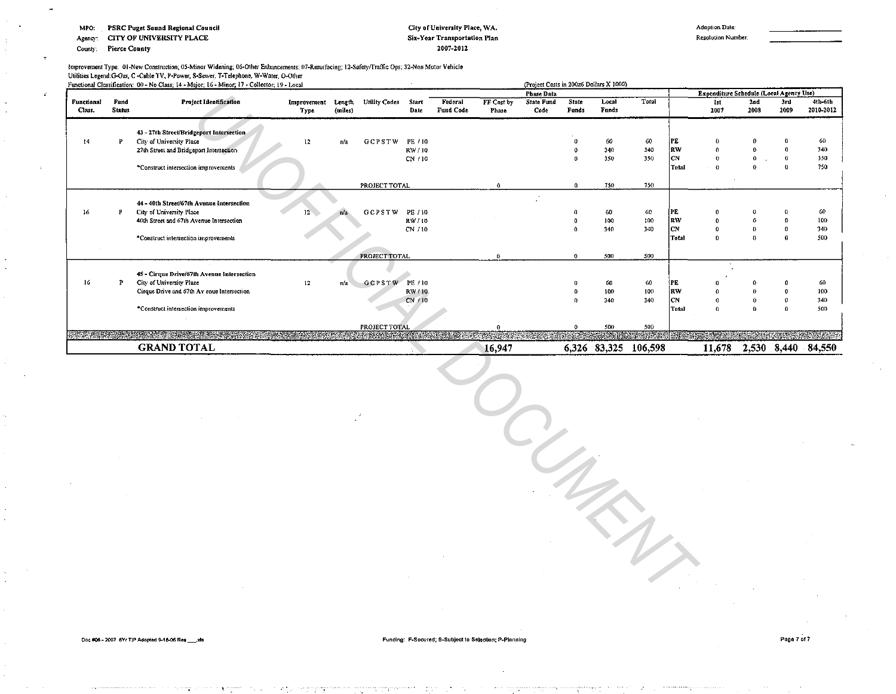MPO: PSRC Puget Sound Regional Council
Agency: CITY OF UNIVERSITY PLACE
County: Pierce County

**City of University Place, WA.**
**Six-Year Transportation Plan**
**2007-2012**

Adoption Date: ____________
Resolution Number: ____________

Improvement Type: 01-New Construction; 05-Minor Widening; 06-Other Enhancements; 07-Resurfacing; 12-Safety/Traffic Ops; 32-Non Motor Vehicle
Utilities Legend: G-Gas, C-Cable TV, P-Power, S-Sewer, T-Telephone, W-Water, O-Other
Functional Classification: 00 - No Class; 14 - Major; 16 - Minor; 17 - Collector; 19 - Local

(Project Costs in 200x6 Dollars X 1000)

| Functional Class. | Fund Status | Project Identification | Improvement Type | Length (miles) | Utility Codes | Start Date | Federal Fund Code | FF Cost by Phase | State Fund Code | State Funds | Local Funds | Total | | 1st 2007 | 2nd 2008 | 3rd 2009 | 4th-6th 2010-2012 |
|---|---|---|---|---|---|---|---|---|---|---|---|---|---|---|---|---|---|
| | | **Phase Data** | | | | | | | | | | | | **Expenditure Schedule (Local Agency Use)** | | | |
| | | **43 - 27th Street/Bridgeport Intersection** | | | | | | | | | | | | | | | |
| 14 | P | City of University Place | 12 | n/a | G C P S T W | PE / 10 | | | | 0 | 60 | 60 | PE | 0 | 0 | 0 | 60 |
| | | 27th Street and Bridgeport Intersection | | | | RW / 10 | | | | 0 | 340 | 340 | RW | 0 | 0 | 0 | 340 |
| | | | | | | CN / 10 | | | | 0 | 350 | 350 | CN | 0 | 0 | 0 | 350 |
| | | *Construct intersection improvements | | | | | | | | | | | Total | 0 | 0 | 0 | 750 |
| | | | | | PROJECT TOTAL | | | 0 | | 0 | 750 | 750 | | | | | |
| | | **44 - 40th Street/67th Avenue Intersection** | | | | | | | | | | | | | | | |
| 16 | P | City of University Place | 12 | n/a | G C P S T W | PE / 10 | | | | 0 | 60 | 60 | PE | 0 | 0 | 0 | 60 |
| | | 40th Street and 67th Avenue Intersection | | | | RW / 10 | | | | 0 | 100 | 100 | RW | 0 | 0 | 0 | 100 |
| | | | | | | CN / 10 | | | | 0 | 340 | 340 | CN | 0 | 0 | 0 | 340 |
| | | *Construct intersection improvements | | | | | | | | | | | Total | 0 | 0 | 0 | 500 |
| | | | | | PROJECT TOTAL | | | 0 | | 0 | 500 | 500 | | | | | |
| | | **45 - Cirque Drive/67th Avenue Intersection** | | | | | | | | | | | | | | | |
| 16 | P | City of University Place | 12 | n/a | G C P S T W | PE / 10 | | | | 0 | 60 | 60 | PE | 0 | 0 | 0 | 60 |
| | | Cirque Drive and 67th Av enue Intersection | | | | RW / 10 | | | | 0 | 100 | 100 | RW | 0 | 0 | 0 | 100 |
| | | | | | | CN / 10 | | | | 0 | 340 | 340 | CN | 0 | 0 | 0 | 340 |
| | | *Construct intersection improvements | | | | | | | | | | | Total | 0 | 0 | 0 | 500 |
| | | | | | PROJECT TOTAL | | | 0 | | 0 | 500 | 500 | | | | | |
| | | **GRAND TOTAL** | | | | | | **16,947** | | **6,326** | **83,325** | **106,598** | | **11,678** | **2,530** | **8,440** | **84,550** |

Doc #06 - 2007 6Yr TIP Adopted 9-18-06 Res ___.xls

Funding: F-Secured; S-Subject to Selection; P-Planning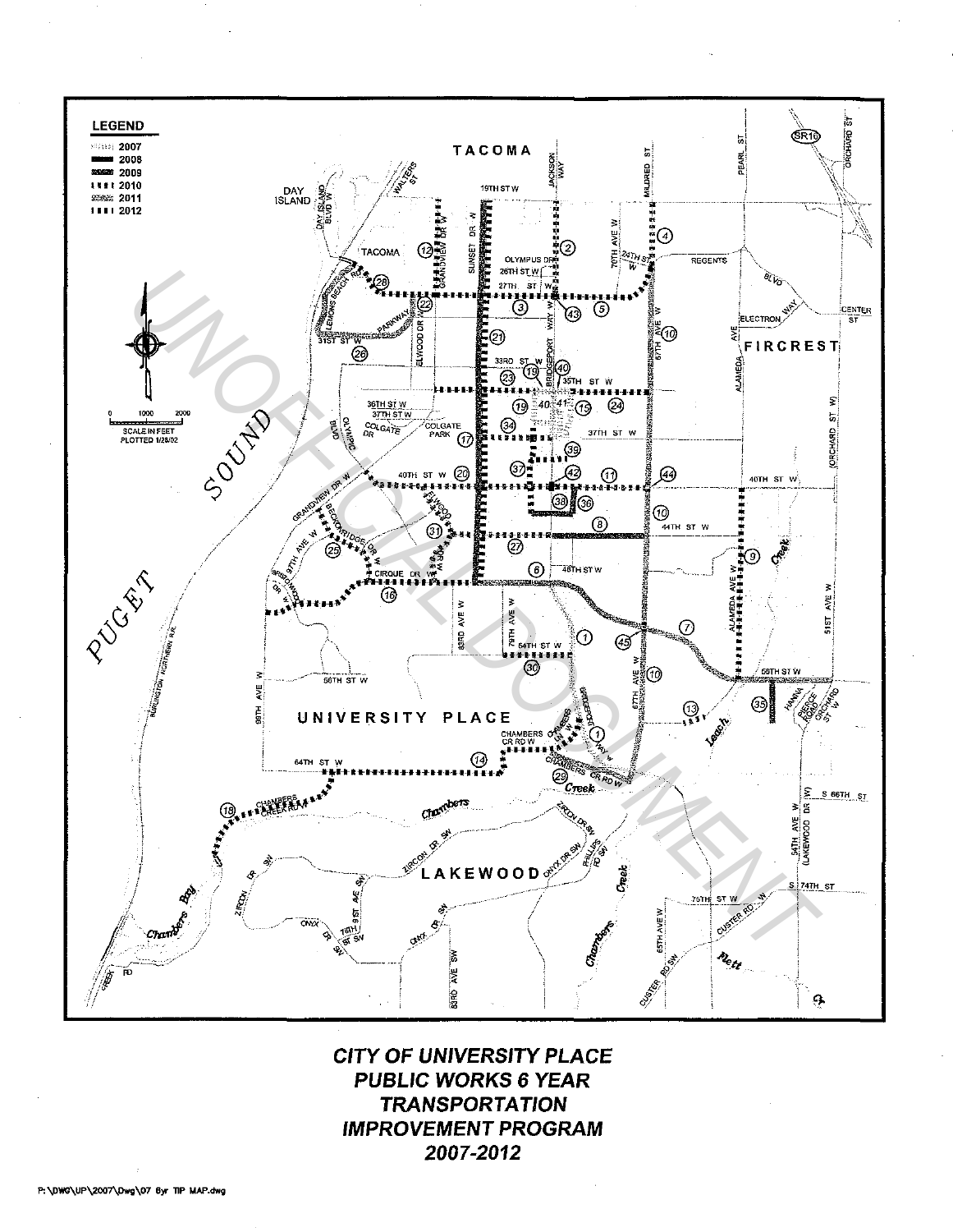LEGEND

2007

2008

2009

2010

2011

2012

TACOMA

DAY ISLAND

FIRCREST

PUGET SOUND

UNIVERSITY PLACE

LAKEWOOD

SCALE IN FEET

PLOTTED 1/28/02

**CITY OF UNIVERSITY PLACE PUBLIC WORKS 6 YEAR TRANSPORTATION IMPROVEMENT PROGRAM 2007-2012**

P:\DWG\UP\2007\Dwg\07 6yr TIP MAP.dwg